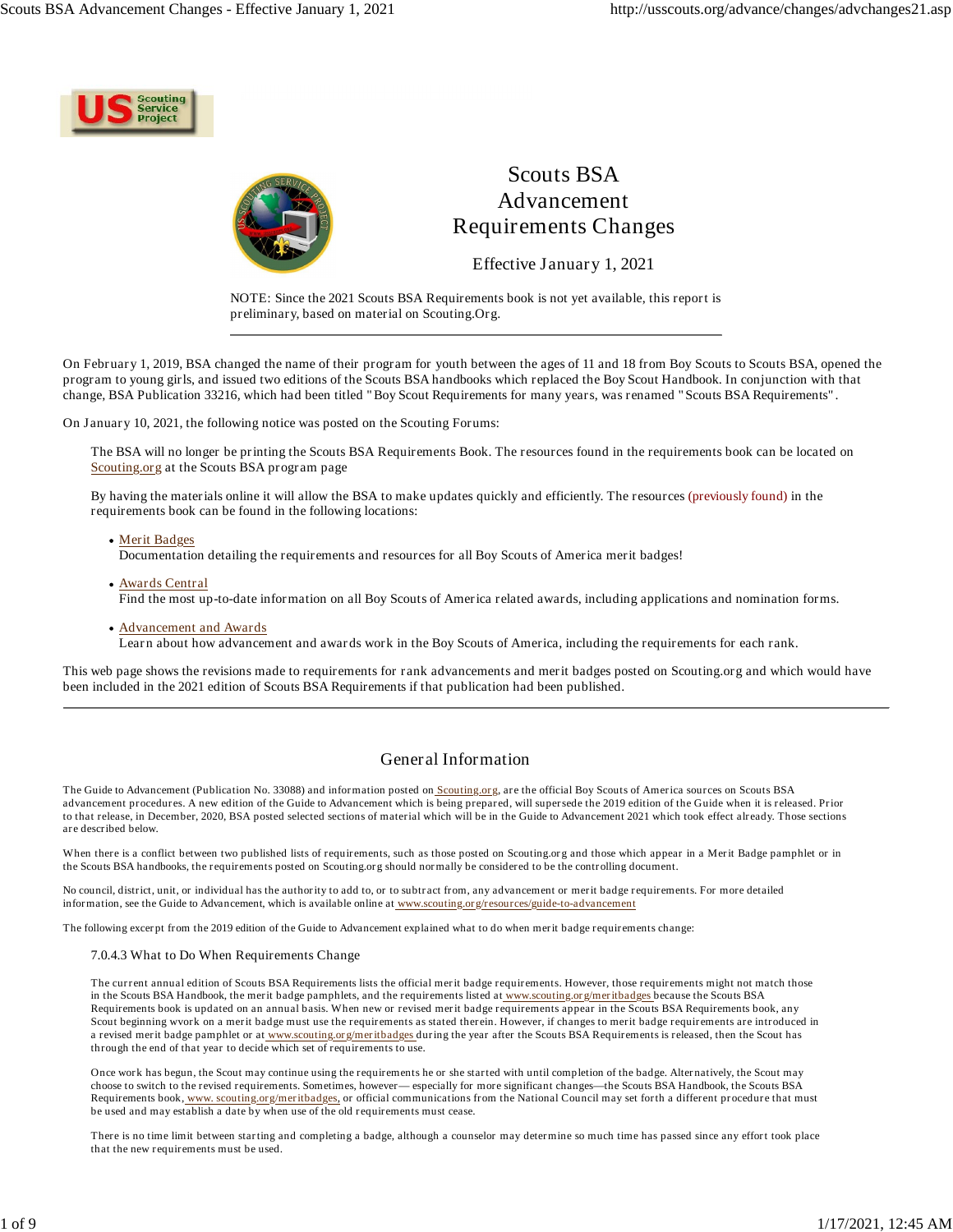# Scouts BSA Advancement Requirements Changes

Effective January 1, 2021

NOTE: Since the 2021 Scouts BSA Requirements book is not yet available, this report is preliminary, based on material on Scouting.Org.

---

On February 1, 2019, BSA changed the name of their program for youth between the ages of 11 and 18 from Boy Scouts to Scouts BSA, opened the program to young girls, and issued two editions of the Scouts BSA handbooks which replaced the Boy Scout Handbook. In conjunction with that change, BSA Publication 33216, which had been titled "Boy Scout Requirements for many years, was renamed "Scouts BSA Requirements".

On January 10, 2021, the following notice was posted on the Scouting Forums:

> The BSA will no longer be printing the Scouts BSA Requirements Book. The resources found in the requirements book can be located on Scouting.org at the Scouts BSA program page
>
> By having the materials online it will allow the BSA to make updates quickly and efficiently. The resources (previously found) in the requirements book can be found in the following locations:
>
> - Merit Badges
>   Documentation detailing the requirements and resources for all Boy Scouts of America merit badges!
> - Awards Central
>   Find the most up-to-date information on all Boy Scouts of America related awards, including applications and nomination forms.
> - Advancement and Awards
>   Learn about how advancement and awards work in the Boy Scouts of America, including the requirements for each rank.

This web page shows the revisions made to requirements for rank advancements and merit badges posted on Scouting.org and which would have been included in the 2021 edition of Scouts BSA Requirements if that publication had been published.

---

## General Information

The Guide to Advancement (Publication No. 33088) and information posted on Scouting.org, are the official Boy Scouts of America sources on Scouts BSA advancement procedures. A new edition of the Guide to Advancement which is being prepared, will supersede the 2019 edition of the Guide when it is released. Prior to that release, in December, 2020, BSA posted selected sections of material which will be in the Guide to Advancement 2021 which took effect already. Those sections are described below.

When there is a conflict between two published lists of requirements, such as those posted on Scouting.org and those which appear in a Merit Badge pamphlet or in the Scouts BSA handbooks, the requirements posted on Scouting.org should normally be considered to be the controlling document.

No council, district, unit, or individual has the authority to add to, or to subtract from, any advancement or merit badge requirements. For more detailed information, see the Guide to Advancement, which is available online at www.scouting.org/resources/guide-to-advancement

The following excerpt from the 2019 edition of the Guide to Advancement explained what to do when merit badge requirements change:

> 7.0.4.3 What to Do When Requirements Change
>
> The current annual edition of Scouts BSA Requirements lists the official merit badge requirements. However, those requirements might not match those in the Scouts BSA Handbook, the merit badge pamphlets, and the requirements listed at www.scouting.org/meritbadges because the Scouts BSA Requirements book is updated on an annual basis. When new or revised merit badge requirements appear in the Scouts BSA Requirements book, any Scout beginning wvork on a merit badge must use the requirements as stated therein. However, if changes to merit badge requirements are introduced in a revised merit badge pamphlet or at www.scouting.org/meritbadges during the year after the Scouts BSA Requirements is released, then the Scout has through the end of that year to decide which set of requirements to use.
>
> Once work has begun, the Scout may continue using the requirements he or she started with until completion of the badge. Alternatively, the Scout may choose to switch to the revised requirements. Sometimes, however— especially for more significant changes—the Scouts BSA Handbook, the Scouts BSA Requirements book, www. scouting.org/meritbadges, or official communications from the National Council may set forth a different procedure that must be used and may establish a date by when use of the old requirements must cease.
>
> There is no time limit between starting and completing a badge, although a counselor may determine so much time has passed since any effort took place that the new requirements must be used.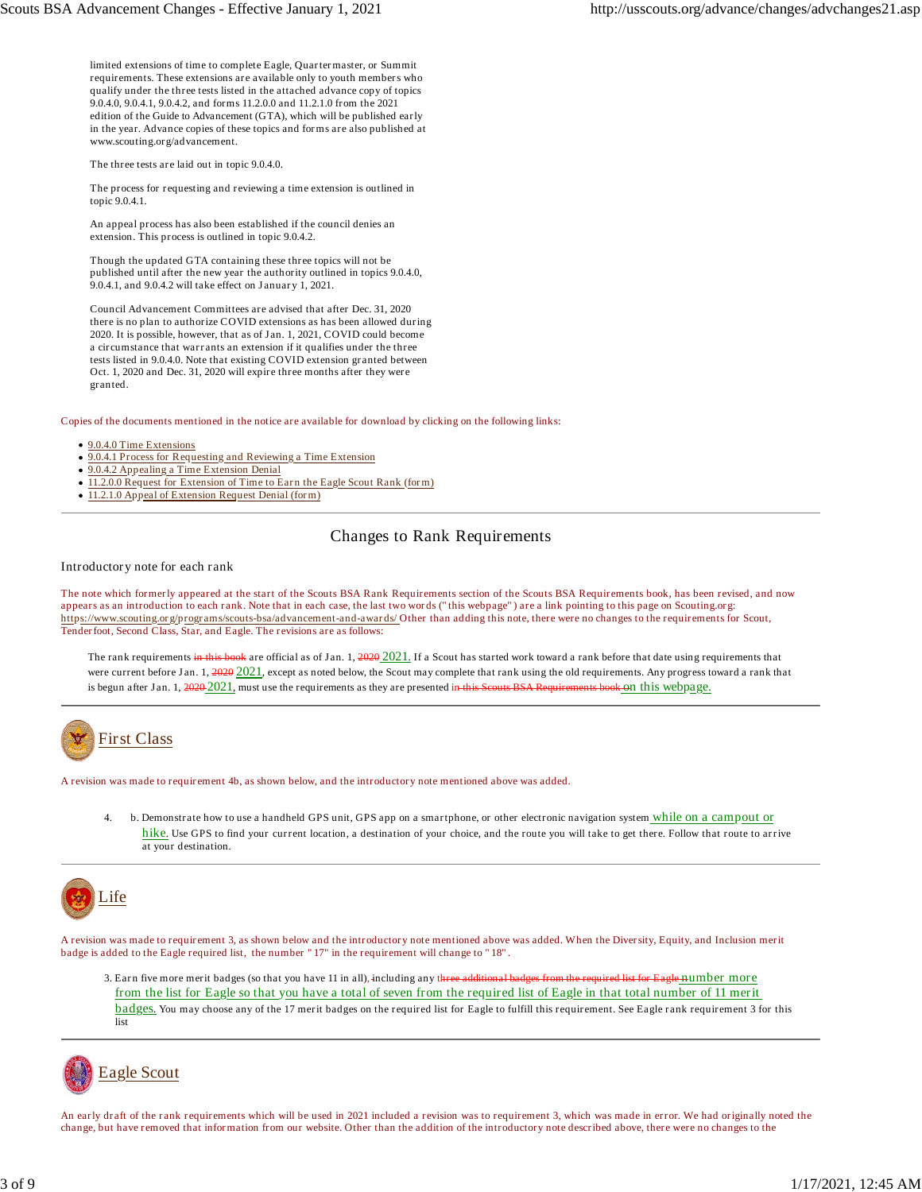limited extensions of time to complete Eagle, Quartermaster, or Summit requirements. These extensions are available only to youth members who qualify under the three tests listed in the attached advance copy of topics 9.0.4.0, 9.0.4.1, 9.0.4.2, and forms 11.2.0.0 and 11.2.1.0 from the 2021 edition of the Guide to Advancement (GTA), which will be published early in the year. Advance copies of these topics and forms are also published at www.scouting.org/advancement.

The three tests are laid out in topic 9.0.4.0.

The process for requesting and reviewing a time extension is outlined in topic 9.0.4.1.

An appeal process has also been established if the council denies an extension. This process is outlined in topic 9.0.4.2.

Though the updated GTA containing these three topics will not be published until after the new year the authority outlined in topics 9.0.4.0, 9.0.4.1, and 9.0.4.2 will take effect on January 1, 2021.

Council Advancement Committees are advised that after Dec. 31, 2020 there is no plan to authorize COVID extensions as has been allowed during 2020. It is possible, however, that as of Jan. 1, 2021, COVID could become a circumstance that warrants an extension if it qualifies under the three tests listed in 9.0.4.0. Note that existing COVID extension granted between Oct. 1, 2020 and Dec. 31, 2020 will expire three months after they were granted.

Copies of the documents mentioned in the notice are available for download by clicking on the following links:

- 9.0.4.0 Time Extensions
- 9.0.4.1 Process for Requesting and Reviewing a Time Extension
- 9.0.4.2 Appealing a Time Extension Denial
- 11.2.0.0 Request for Extension of Time to Earn the Eagle Scout Rank (form)
- 11.2.1.0 Appeal of Extension Request Denial (form)

---

## Changes to Rank Requirements

Introductory note for each rank

The note which formerly appeared at the start of the Scouts BSA Rank Requirements section of the Scouts BSA Requirements book, has been revised, and now appears as an introduction to each rank. Note that in each case, the last two words ("this webpage") are a link pointing to this page on Scouting.org: https://www.scouting.org/programs/scouts-bsa/advancement-and-awards/ Other than adding this note, there were no changes to the requirements for Scout, Tenderfoot, Second Class, Star, and Eagle. The revisions are as follows:

> The rank requirements ~~in this book~~ are official as of Jan. 1, ~~2020~~ 2021. If a Scout has started work toward a rank before that date using requirements that were current before Jan. 1, ~~2020~~ 2021, except as noted below, the Scout may complete that rank using the old requirements. Any progress toward a rank that is begun after Jan. 1, ~~2020~~ 2021, must use the requirements as they are presented ~~in this Scouts BSA Requirements book~~ on this webpage.

---

### First Class

A revision was made to requirement 4b, as shown below, and the introductory note mentioned above was added.

> 4. b. Demonstrate how to use a handheld GPS unit, GPS app on a smartphone, or other electronic navigation system while on a campout or hike. Use GPS to find your current location, a destination of your choice, and the route you will take to get there. Follow that route to arrive at your destination.

---

### Life

A revision was made to requirement 3, as shown below and the introductory note mentioned above was added. When the Diversity, Equity, and Inclusion merit badge is added to the Eagle required list, the number "17" in the requirement will change to "18".

> 3. Earn five more merit badges (so that you have 11 in all), ~~i~~including any ~~three additional badges from the required list for Eagle~~ number more from the list for Eagle so that you have a total of seven from the required list of Eagle in that total number of 11 merit badges. You may choose any of the 17 merit badges on the required list for Eagle to fulfill this requirement. See Eagle rank requirement 3 for this list

---

### Eagle Scout

An early draft of the rank requirements which will be used in 2021 included a revision was to requirement 3, which was made in error. We had originally noted the change, but have removed that information from our website. Other than the addition of the introductory note described above, there were no changes to the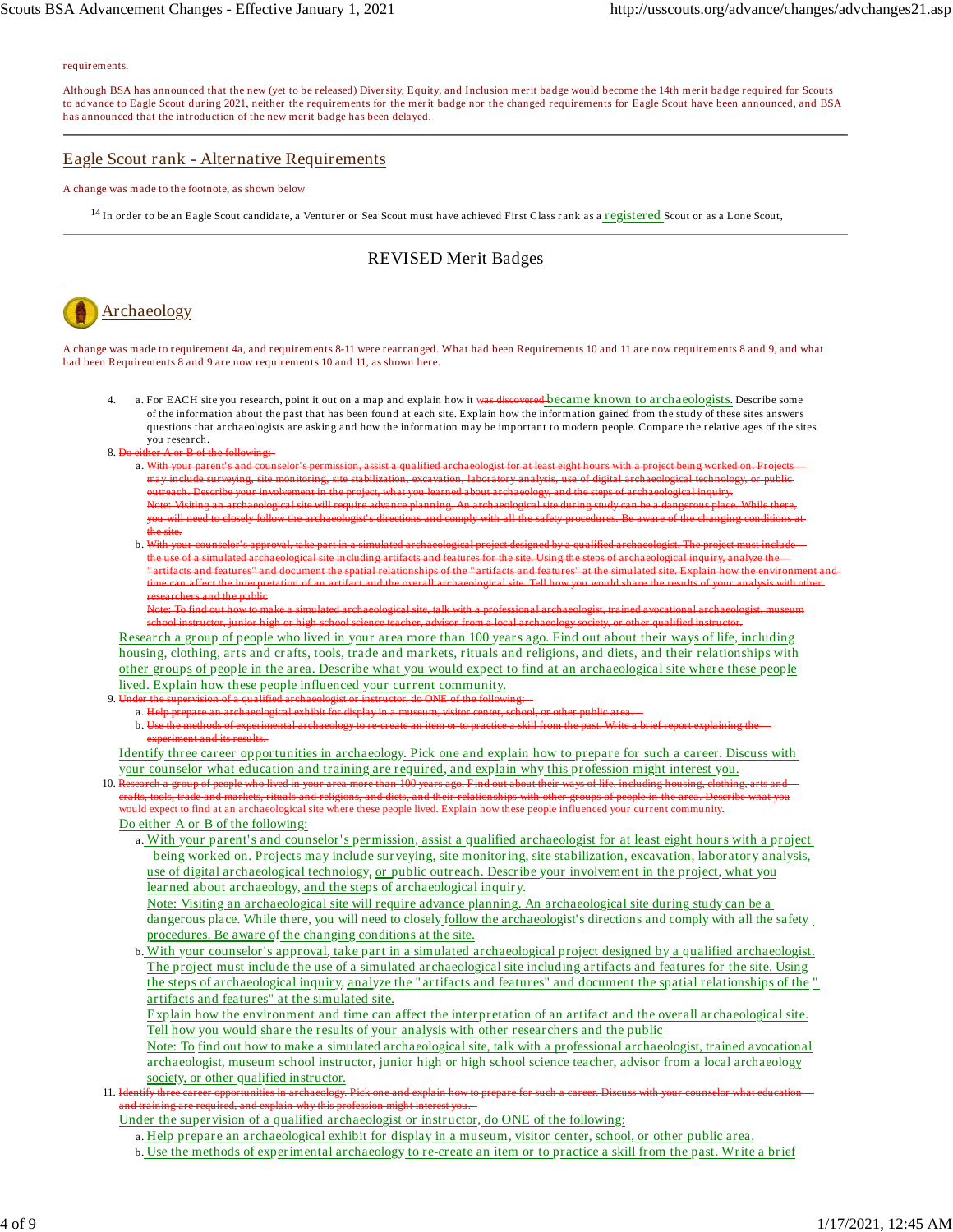requirements.

Although BSA has announced that the new (yet to be released) Diversity, Equity, and Inclusion merit badge would become the 14th merit badge required for Scouts to advance to Eagle Scout during 2021, neither the requirements for the merit badge nor the changed requirements for Eagle Scout have been announced, and BSA has announced that the introduction of the new merit badge has been delayed.

---

## Eagle Scout rank - Alternative Requirements

A change was made to the footnote, as shown below

[14] In order to be an Eagle Scout candidate, a Venturer or Sea Scout must have achieved First Class rank as a registered Scout or as a Lone Scout,

---

# REVISED Merit Badges

---

## Archaeology

A change was made to requirement 4a, and requirements 8-11 were rearranged. What had been Requirements 10 and 11 are now requirements 8 and 9, and what had been Requirements 8 and 9 are now requirements 10 and 11, as shown here.

4. a. For EACH site you research, point it out on a map and explain how it ~~was discovered~~ became known to archaeologists. Describe some of the information about the past that has been found at each site. Explain how the information gained from the study of these sites answers questions that archaeologists are asking and how the information may be important to modern people. Compare the relative ages of the sites you research.

8. ~~Do either A or B of the following:~~
   - a. ~~With your parent's and counselor's permission, assist a qualified archaeologist for at least eight hours with a project being worked on. Projects may include surveying, site monitoring, site stabilization, excavation, laboratory analysis, use of digital archaeological technology, or public outreach. Describe your involvement in the project, what you learned about archaeology, and the steps of archaeological inquiry.~~
     ~~Note: Visiting an archaeological site will require advance planning. An archaeological site during study can be a dangerous place. While there, you will need to closely follow the archaeologist's directions and comply with all the safety procedures. Be aware of the changing conditions at the site.~~
   - b. ~~With your counselor's approval, take part in a simulated archaeological project designed by a qualified archaeologist. The project must include the use of a simulated archaeological site including artifacts and features for the site. Using the steps of archaeological inquiry, analyze the "artifacts and features" and document the spatial relationships of the "artifacts and features" at the simulated site. Explain how the environment and time can affect the interpretation of an artifact and the overall archaeological site. Tell how you would share the results of your analysis with other researchers and the public~~
     ~~Note: To find out how to make a simulated archaeological site, talk with a professional archaeologist, trained avocational archaeologist, museum school instructor, junior high or high school science teacher, advisor from a local archaeology society, or other qualified instructor.~~

   Research a group of people who lived in your area more than 100 years ago. Find out about their ways of life, including housing, clothing, arts and crafts, tools, trade and markets, rituals and religions, and diets, and their relationships with other groups of people in the area. Describe what you would expect to find at an archaeological site where these people lived. Explain how these people influenced your current community.

9. ~~Under the supervision of a qualified archaeologist or instructor, do ONE of the following:~~
   - a. ~~Help prepare an archaeological exhibit for display in a museum, visitor center, school, or other public area.~~
   - b. ~~Use the methods of experimental archaeology to re-create an item or to practice a skill from the past. Write a brief report explaining the experiment and its results.~~

   Identify three career opportunities in archaeology. Pick one and explain how to prepare for such a career. Discuss with your counselor what education and training are required, and explain why this profession might interest you.

10. ~~Research a group of people who lived in your area more than 100 years ago. Find out about their ways of life, including housing, clothing, arts and crafts, tools, trade and markets, rituals and religions, and diets, and their relationships with other groups of people in the area. Describe what you would expect to find at an archaeological site where these people lived. Explain how these people influenced your current community.~~

    Do either A or B of the following:
    - a. With your parent's and counselor's permission, assist a qualified archaeologist for at least eight hours with a project being worked on. Projects may include surveying, site monitoring, site stabilization, excavation, laboratory analysis, use of digital archaeological technology, or public outreach. Describe your involvement in the project, what you learned about archaeology, and the steps of archaeological inquiry.
      Note: Visiting an archaeological site will require advance planning. An archaeological site during study can be a dangerous place. While there, you will need to closely follow the archaeologist's directions and comply with all the safety procedures. Be aware of the changing conditions at the site.
    - b. With your counselor's approval, take part in a simulated archaeological project designed by a qualified archaeologist. The project must include the use of a simulated archaeological site including artifacts and features for the site. Using the steps of archaeological inquiry, analyze the "artifacts and features" and document the spatial relationships of the "artifacts and features" at the simulated site.
      Explain how the environment and time can affect the interpretation of an artifact and the overall archaeological site. Tell how you would share the results of your analysis with other researchers and the public
      Note: To find out how to make a simulated archaeological site, talk with a professional archaeologist, trained avocational archaeologist, museum school instructor, junior high or high school science teacher, advisor from a local archaeology society, or other qualified instructor.

11. ~~Identify three career opportunities in archaeology. Pick one and explain how to prepare for such a career. Discuss with your counselor what education and training are required, and explain why this profession might interest you.~~

    Under the supervision of a qualified archaeologist or instructor, do ONE of the following:
    - a. Help prepare an archaeological exhibit for display in a museum, visitor center, school, or other public area.
    - b. Use the methods of experimental archaeology to re-create an item or to practice a skill from the past. Write a brief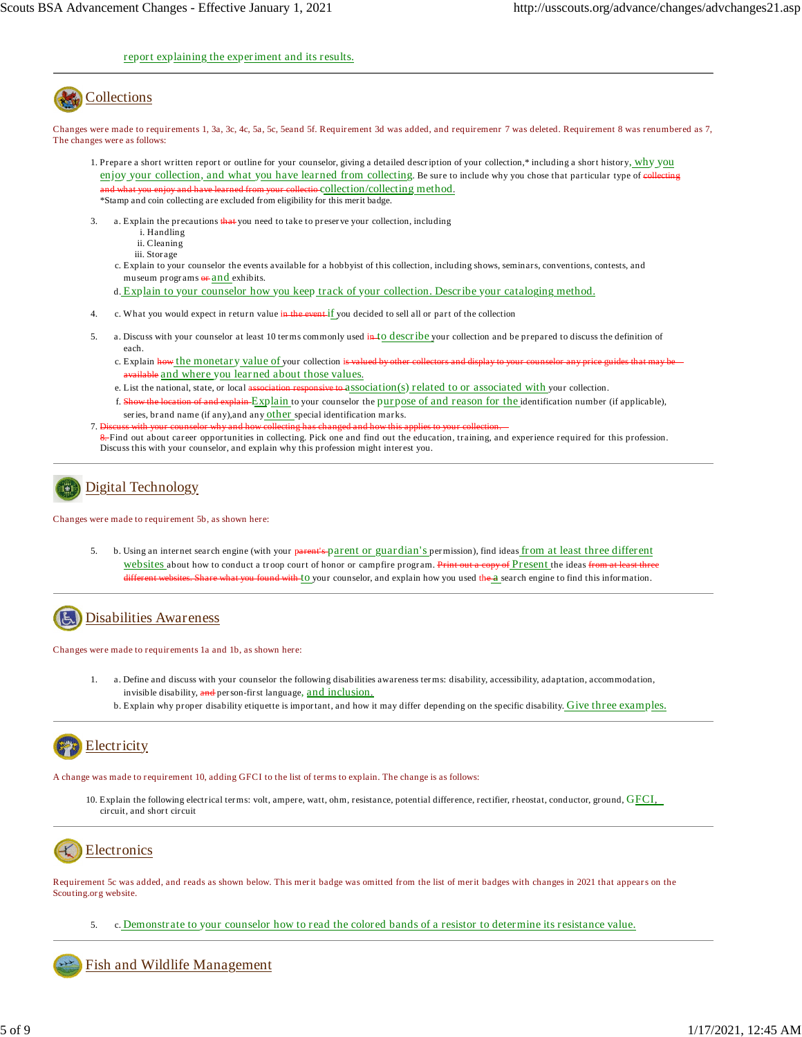report explaining the experiment and its results.

---

## Collections

Changes were made to requirements 1, 3a, 3c, 4c, 5a, 5c, 5eand 5f. Requirement 3d was added, and requiremenr 7 was deleted. Requirement 8 was renumbered as 7, The changes were as follows:

1. Prepare a short written report or outline for your counselor, giving a detailed description of your collection,* including a short history, why you enjoy your collection, and what you have learned from collecting. Be sure to include why you chose that particular type of ~~collecting and what you enjoy and have learned from your collectio~~ collection/collecting method.
   *Stamp and coin collecting are excluded from eligibility for this merit badge.

3.
   a. Explain the precautions ~~that~~ you need to take to preserve your collection, including
      i. Handling
      ii. Cleaning
      iii. Storage
   c. Explain to your counselor the events available for a hobbyist of this collection, including shows, seminars, conventions, contests, and museum programs ~~or~~ and exhibits.
   d. Explain to your counselor how you keep track of your collection. Describe your cataloging method.

4.
   c. What you would expect in return value ~~in the event~~ if you decided to sell all or part of the collection

5.
   a. Discuss with your counselor at least 10 terms commonly used ~~in~~ to describe your collection and be prepared to discuss the definition of each.
   c. Explain ~~how~~ the monetary value of your collection ~~is valued by other collectors and display to your counselor any price guides that may be available~~ and where you learned about those values.
   e. List the national, state, or local ~~association responsive to~~ association(s) related to or associated with your collection.
   f. ~~Show the location of and explain~~ Explain to your counselor the purpose of and reason for the identification number (if applicable), series, brand name (if any),and any other special identification marks.

7. ~~Discuss with your counselor why and how collecting has changed and how this applies to your collection.~~
   ~~8.~~ Find out about career opportunities in collecting. Pick one and find out the education, training, and experience required for this profession. Discuss this with your counselor, and explain why this profession might interest you.

---

## Digital Technology

Changes were made to requirement 5b, as shown here:

5.
   b. Using an internet search engine (with your ~~parent's~~ parent or guardian's permission), find ideas from at least three different websites about how to conduct a troop court of honor or campfire program. ~~Print out a copy of~~ Present the ideas ~~from at least three different websites. Share what you found with~~ to your counselor, and explain how you used ~~the~~ a search engine to find this information.

---

## Disabilities Awareness

Changes were made to requirements 1a and 1b, as shown here:

1.
   a. Define and discuss with your counselor the following disabilities awareness terms: disability, accessibility, adaptation, accommodation, invisible disability, ~~and~~ person-first language, and inclusion.
   b. Explain why proper disability etiquette is important, and how it may differ depending on the specific disability. Give three examples.

---

## Electricity

A change was made to requirement 10, adding GFCI to the list of terms to explain. The change is as follows:

10. Explain the following electrical terms: volt, ampere, watt, ohm, resistance, potential difference, rectifier, rheostat, conductor, ground, GFCI, circuit, and short circuit

---

## Electronics

Requirement 5c was added, and reads as shown below. This merit badge was omitted from the list of merit badges with changes in 2021 that appears on the Scouting.org website.

5.
   c. Demonstrate to your counselor how to read the colored bands of a resistor to determine its resistance value.

---

## Fish and Wildlife Management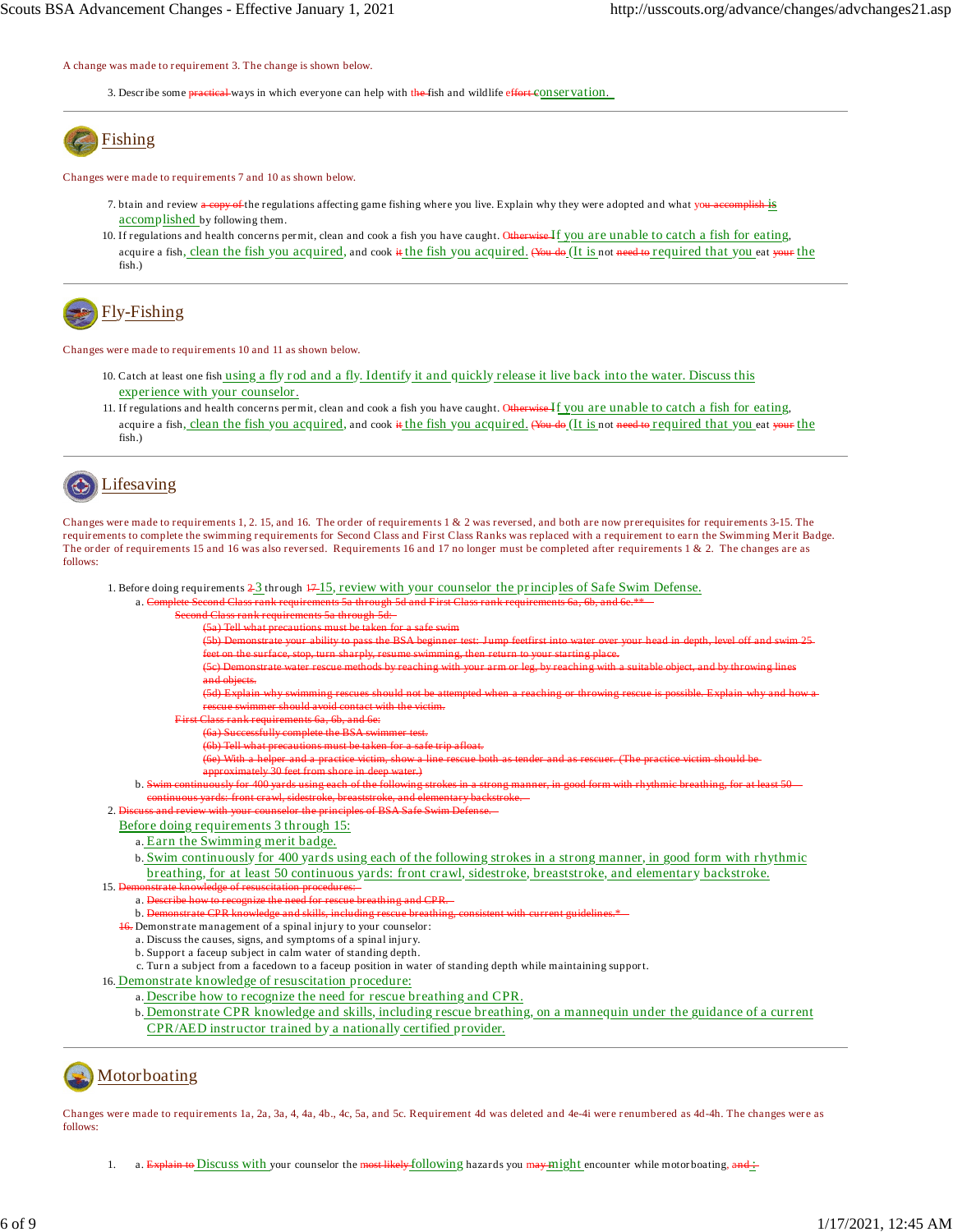A change was made to requirement 3. The change is shown below.

3. Describe some ~~practical~~ ways in which everyone can help with ~~the~~ fish and wildlife ~~effort~~ conservation.

---

## Fishing

Changes were made to requirements 7 and 10 as shown below.

7. btain and review ~~a copy of~~ the regulations affecting game fishing where you live. Explain why they were adopted and what ~~you accomplish~~ is accomplished by following them.
10. If regulations and health concerns permit, clean and cook a fish you have caught. ~~Otherwise~~ If you are unable to catch a fish for eating, acquire a fish, clean the fish you acquired, and cook ~~it~~ the fish you acquired. ~~(You do~~ (It is not ~~need to~~ required that you eat ~~your~~ the fish.)

---

## Fly-Fishing

Changes were made to requirements 10 and 11 as shown below.

10. Catch at least one fish using a fly rod and a fly. Identify it and quickly release it live back into the water. Discuss this experience with your counselor.
11. If regulations and health concerns permit, clean and cook a fish you have caught. ~~Otherwise~~ If you are unable to catch a fish for eating, acquire a fish, clean the fish you acquired, and cook ~~it~~ the fish you acquired. ~~(You do~~ (It is not ~~need to~~ required that you eat ~~your~~ the fish.)

---

## Lifesaving

Changes were made to requirements 1, 2. 15, and 16. The order of requirements 1 & 2 was reversed, and both are now prerequisites for requirements 3-15. The requirements to complete the swimming requirements for Second Class and First Class Ranks was replaced with a requirement to earn the Swimming Merit Badge. The order of requirements 15 and 16 was also reversed. Requirements 16 and 17 no longer must be completed after requirements 1 & 2. The changes are as follows:

1. Before doing requirements ~~2~~ 3 through ~~17~~ 15, review with your counselor the principles of Safe Swim Defense.
   a. ~~Complete Second Class rank requirements 5a through 5d and First Class rank requirements 6a, 6b, and 6e.**~~
      ~~Second Class rank requirements 5a through 5d:~~
         ~~(5a) Tell what precautions must be taken for a safe swim~~
         ~~(5b) Demonstrate your ability to pass the BSA beginner test: Jump feetfirst into water over your head in depth, level off and swim 25 feet on the surface, stop, turn sharply, resume swimming, then return to your starting place.~~
         ~~(5c) Demonstrate water rescue methods by reaching with your arm or leg, by reaching with a suitable object, and by throwing lines and objects.~~
         ~~(5d) Explain why swimming rescues should not be attempted when a reaching or throwing rescue is possible. Explain why and how a rescue swimmer should avoid contact with the victim.~~
      ~~First Class rank requirements 6a, 6b, and 6e:~~
         ~~(6a) Successfully complete the BSA swimmer test.~~
         ~~(6b) Tell what precautions must be taken for a safe trip afloat.~~
         ~~(6e) With a helper and a practice victim, show a line rescue both as tender and as rescuer. (The practice victim should be approximately 30 feet from shore in deep water.)~~
   b. ~~Swim continuously for 400 yards using each of the following strokes in a strong manner, in good form with rhythmic breathing, for at least 50 continuous yards: front crawl, sidestroke, breaststroke, and elementary backstroke.~~
2. ~~Discuss and review with your counselor the principles of BSA Safe Swim Defense.~~
   Before doing requirements 3 through 15:
   a. Earn the Swimming merit badge.
   b. Swim continuously for 400 yards using each of the following strokes in a strong manner, in good form with rhythmic breathing, for at least 50 continuous yards: front crawl, sidestroke, breaststroke, and elementary backstroke.

15. ~~Demonstrate knowledge of resuscitation procedures:~~
   a. ~~Describe how to recognize the need for rescue breathing and CPR.~~
   b. ~~Demonstrate CPR knowledge and skills, including rescue breathing, consistent with current guidelines.*~~

   ~~16.~~ Demonstrate management of a spinal injury to your counselor:
   a. Discuss the causes, signs, and symptoms of a spinal injury.
   b. Support a faceup subject in calm water of standing depth.
   c. Turn a subject from a facedown to a faceup position in water of standing depth while maintaining support.

16. Demonstrate knowledge of resuscitation procedure:
   a. Describe how to recognize the need for rescue breathing and CPR.
   b. Demonstrate CPR knowledge and skills, including rescue breathing, on a mannequin under the guidance of a current CPR/AED instructor trained by a nationally certified provider.

---

## Motorboating

Changes were made to requirements 1a, 2a, 3a, 4, 4a, 4b., 4c, 5a, and 5c. Requirement 4d was deleted and 4e-4i were renumbered as 4d-4h. The changes were as follows:

1. a. ~~Explain to~~ Discuss with your counselor the ~~most likely~~ following hazards you ~~may~~ might encounter while motorboating, ~~and~~ :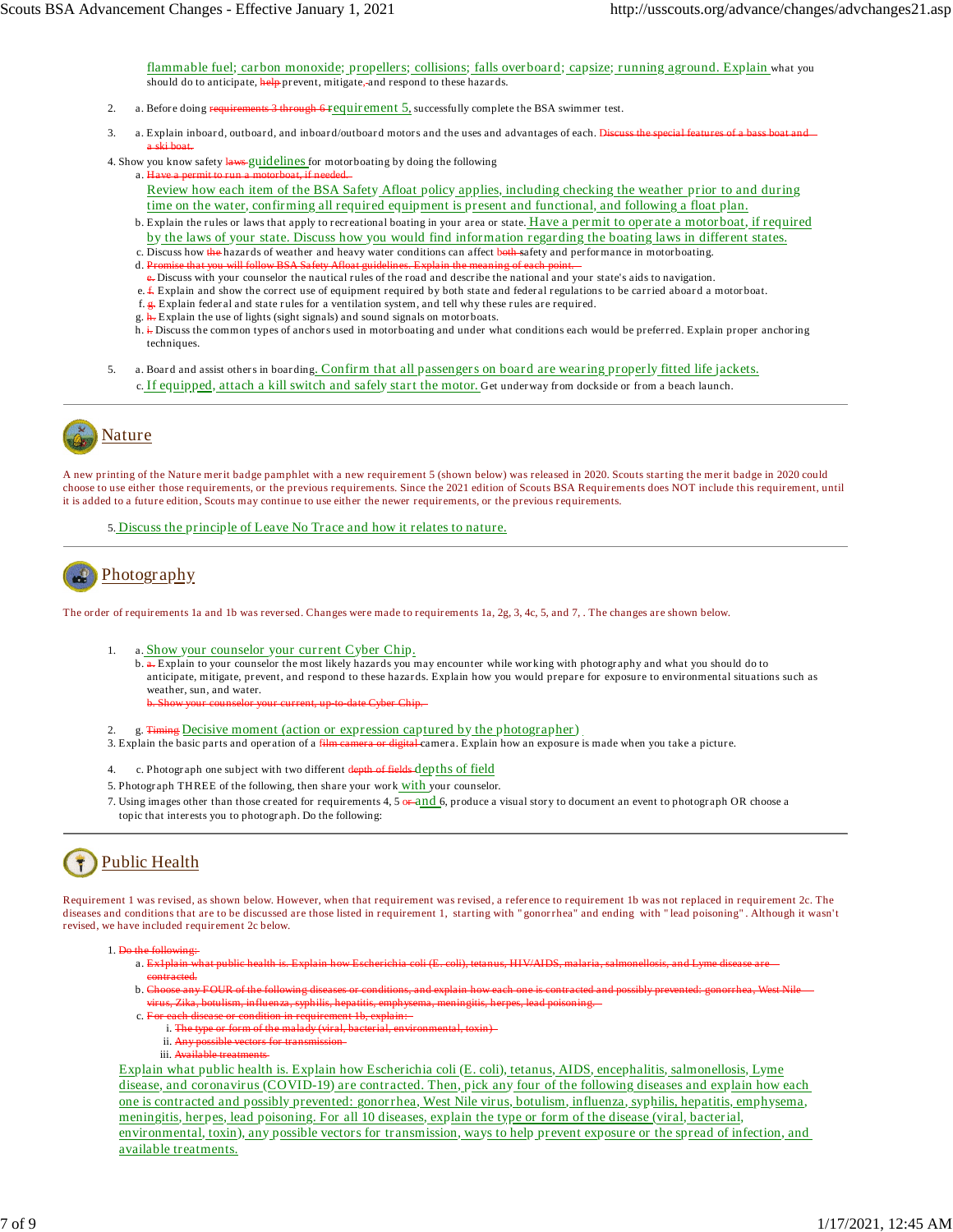flammable fuel; carbon monoxide; propellers; collisions; falls overboard; capsize; running aground. Explain what you should do to anticipate, ~~help~~ prevent, mitigate, and respond to these hazards.

2. a. Before doing ~~requirements 3 through 6~~ requirement 5, successfully complete the BSA swimmer test.

3. a. Explain inboard, outboard, and inboard/outboard motors and the uses and advantages of each. ~~Discuss the special features of a bass boat and a ski boat.~~

4. Show you know safety ~~laws~~ guidelines for motorboating by doing the following
   a. ~~Have a permit to run a motorboat, if needed.~~
   Review how each item of the BSA Safety Afloat policy applies, including checking the weather prior to and during time on the water, confirming all required equipment is present and functional, and following a float plan.
   b. Explain the rules or laws that apply to recreational boating in your area or state. Have a permit to operate a motorboat, if required by the laws of your state. Discuss how you would find information regarding the boating laws in different states.
   c. Discuss how ~~the~~ hazards of weather and heavy water conditions can affect ~~both~~ safety and performance in motorboating.
   d. ~~Promise that you will follow BSA Safety Afloat guidelines. Explain the meaning of each point.~~
   ~~e.~~ Discuss with your counselor the nautical rules of the road and describe the national and your state's aids to navigation.
   e. ~~f.~~ Explain and show the correct use of equipment required by both state and federal regulations to be carried aboard a motorboat.
   f. ~~g.~~ Explain federal and state rules for a ventilation system, and tell why these rules are required.
   g. ~~h.~~ Explain the use of lights (sight signals) and sound signals on motorboats.
   h. ~~i.~~ Discuss the common types of anchors used in motorboating and under what conditions each would be preferred. Explain proper anchoring techniques.

5. a. Board and assist others in boarding. Confirm that all passengers on board are wearing properly fitted life jackets.
   c. If equipped, attach a kill switch and safely start the motor. Get underway from dockside or from a beach launch.

---

## Nature

A new printing of the Nature merit badge pamphlet with a new requirement 5 (shown below) was released in 2020. Scouts starting the merit badge in 2020 could choose to use either those requirements, or the previous requirements. Since the 2021 edition of Scouts BSA Requirements does NOT include this requirement, until it is added to a future edition, Scouts may continue to use either the newer requirements, or the previous requirements.

5. Discuss the principle of Leave No Trace and how it relates to nature.

---

## Photography

The order of requirements 1a and 1b was reversed. Changes were made to requirements 1a, 2g, 3, 4c, 5, and 7, . The changes are shown below.

1. a. Show your counselor your current Cyber Chip.
   b. ~~a.~~ Explain to your counselor the most likely hazards you may encounter while working with photography and what you should do to anticipate, mitigate, prevent, and respond to these hazards. Explain how you would prepare for exposure to environmental situations such as weather, sun, and water.
   ~~b. Show your counselor your current, up-to-date Cyber Chip.~~

2. g. ~~Timing~~ Decisive moment (action or expression captured by the photographer)

3. Explain the basic parts and operation of a ~~film camera or digital~~ camera. Explain how an exposure is made when you take a picture.

4. c. Photograph one subject with two different ~~depth of fields~~ depths of field

5. Photograph THREE of the following, then share your work with your counselor.

7. Using images other than those created for requirements 4, 5 ~~or~~ and 6, produce a visual story to document an event to photograph OR choose a topic that interests you to photograph. Do the following:

---

## Public Health

Requirement 1 was revised, as shown below. However, when that requirement was revised, a reference to requirement 1b was not replaced in requirement 2c. The diseases and conditions that are to be discussed are those listed in requirement 1, starting with "gonorrhea" and ending with "lead poisoning". Although it wasn't revised, we have included requirement 2c below.

1. ~~Do the following:~~
   a. ~~Ex1plain what public health is. Explain how Escherichia coli (E. coli), tetanus, HIV/AIDS, malaria, salmonellosis, and Lyme disease are contracted.~~
   b. ~~Choose any FOUR of the following diseases or conditions, and explain how each one is contracted and possibly prevented: gonorrhea, West Nile virus, Zika, botulism, influenza, syphilis, hepatitis, emphysema, meningitis, herpes, lead poisoning.~~
   c. ~~For each disease or condition in requirement 1b, explain:~~
      i. ~~The type or form of the malady (viral, bacterial, environmental, toxin)~~
      ii. ~~Any possible vectors for transmission~~
      iii. ~~Available treatments~~

   Explain what public health is. Explain how Escherichia coli (E. coli), tetanus, AIDS, encephalitis, salmonellosis, Lyme disease, and coronavirus (COVID-19) are contracted. Then, pick any four of the following diseases and explain how each one is contracted and possibly prevented: gonorrhea, West Nile virus, botulism, influenza, syphilis, hepatitis, emphysema, meningitis, herpes, lead poisoning. For all 10 diseases, explain the type or form of the disease (viral, bacterial, environmental, toxin), any possible vectors for transmission, ways to help prevent exposure or the spread of infection, and available treatments.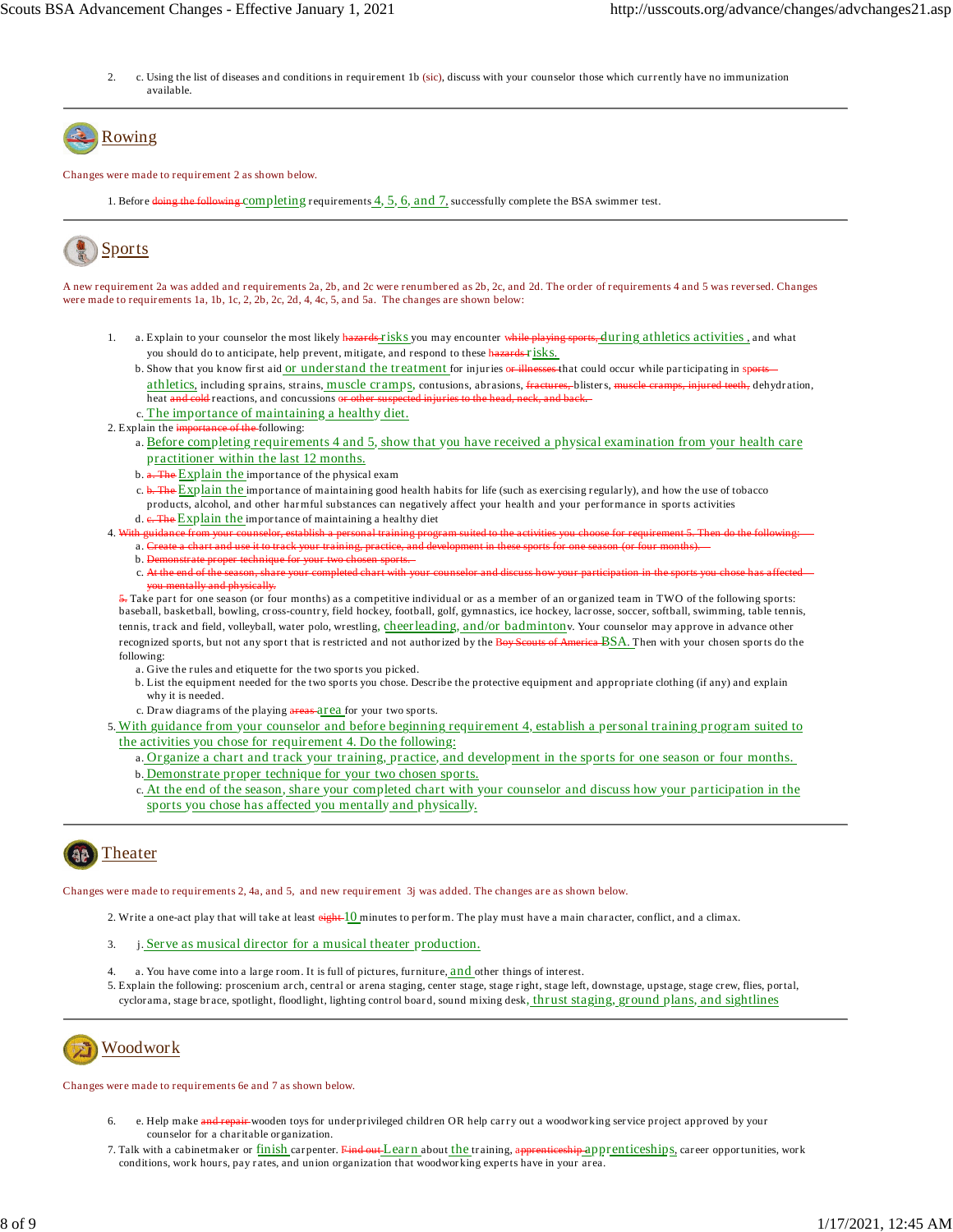2. c. Using the list of diseases and conditions in requirement 1b (sic), discuss with your counselor those which currently have no immunization available.

---

## Rowing

Changes were made to requirement 2 as shown below.

1. Before ~~doing the following~~ completing requirements 4, 5, 6, and 7, successfully complete the BSA swimmer test.

---

## Sports

A new requirement 2a was added and requirements 2a, 2b, and 2c were renumbered as 2b, 2c, and 2d. The order of requirements 4 and 5 was reversed. Changes were made to requirements 1a, 1b, 1c, 2, 2b, 2c, 2d, 4, 4c, 5, and 5a. The changes are shown below:

1. a. Explain to your counselor the most likely ~~hazards~~ risks you may encounter ~~while playing sports,~~ during athletics activities , and what you should do to anticipate, help prevent, mitigate, and respond to these ~~hazards~~ risks.
   b. Show that you know first aid or understand the treatment for injuries ~~or illnesses~~ that could occur while participating in ~~sports~~ athletics, including sprains, strains, muscle cramps, contusions, abrasions, ~~fractures,~~ blisters, ~~muscle cramps, injured teeth,~~ dehydration, heat ~~and cold~~ reactions, and concussions ~~or other suspected injuries to the head, neck, and back.~~
   c. The importance of maintaining a healthy diet.
2. Explain the ~~importance of the~~ following:
   a. Before completing requirements 4 and 5, show that you have received a physical examination from your health care practitioner within the last 12 months.
   b. ~~a. The~~ Explain the importance of the physical exam
   c. ~~b. The~~ Explain the importance of maintaining good health habits for life (such as exercising regularly), and how the use of tobacco products, alcohol, and other harmful substances can negatively affect your health and your performance in sports activities
   d. ~~c. The~~ Explain the importance of maintaining a healthy diet
4. ~~With guidance from your counselor, establish a personal training program suited to the activities you choose for requirement 5. Then do the following:~~
   a. ~~Create a chart and use it to track your training, practice, and development in these sports for one season (or four months).~~
   b. ~~Demonstrate proper technique for your two chosen sports.~~
   c. ~~At the end of the season, share your completed chart with your counselor and discuss how your participation in the sports you chose has affected you mentally and physically.~~

   ~~5.~~ Take part for one season (or four months) as a competitive individual or as a member of an organized team in TWO of the following sports: baseball, basketball, bowling, cross-country, field hockey, football, golf, gymnastics, ice hockey, lacrosse, soccer, softball, swimming, table tennis, tennis, track and field, volleyball, water polo, wrestling, cheerleading, and/or badminton v. Your counselor may approve in advance other recognized sports, but not any sport that is restricted and not authorized by the ~~Boy Scouts of America~~ BSA. Then with your chosen sports do the following:
   a. Give the rules and etiquette for the two sports you picked.
   b. List the equipment needed for the two sports you chose. Describe the protective equipment and appropriate clothing (if any) and explain why it is needed.
   c. Draw diagrams of the playing ~~areas~~ area for your two sports.
5. With guidance from your counselor and before beginning requirement 4, establish a personal training program suited to the activities you chose for requirement 4. Do the following:
   a. Organize a chart and track your training, practice, and development in the sports for one season or four months.
   b. Demonstrate proper technique for your two chosen sports.
   c. At the end of the season, share your completed chart with your counselor and discuss how your participation in the sports you chose has affected you mentally and physically.

---

## Theater

Changes were made to requirements 2, 4a, and 5, and new requirement 3j was added. The changes are as shown below.

2. Write a one-act play that will take at least ~~eight~~ 10 minutes to perform. The play must have a main character, conflict, and a climax.

3. j. Serve as musical director for a musical theater production.

4. a. You have come into a large room. It is full of pictures, furniture, and other things of interest.
5. Explain the following: proscenium arch, central or arena staging, center stage, stage right, stage left, downstage, upstage, stage crew, flies, portal, cyclorama, stage brace, spotlight, floodlight, lighting control board, sound mixing desk, thrust staging, ground plans, and sightlines

---

## Woodwork

Changes were made to requirements 6e and 7 as shown below.

6. e. Help make ~~and repair~~ wooden toys for underprivileged children OR help carry out a woodworking service project approved by your counselor for a charitable organization.
7. Talk with a cabinetmaker or finish carpenter. ~~Find out~~ Learn about the training, ~~apprenticeship~~ apprenticeships, career opportunities, work conditions, work hours, pay rates, and union organization that woodworking experts have in your area.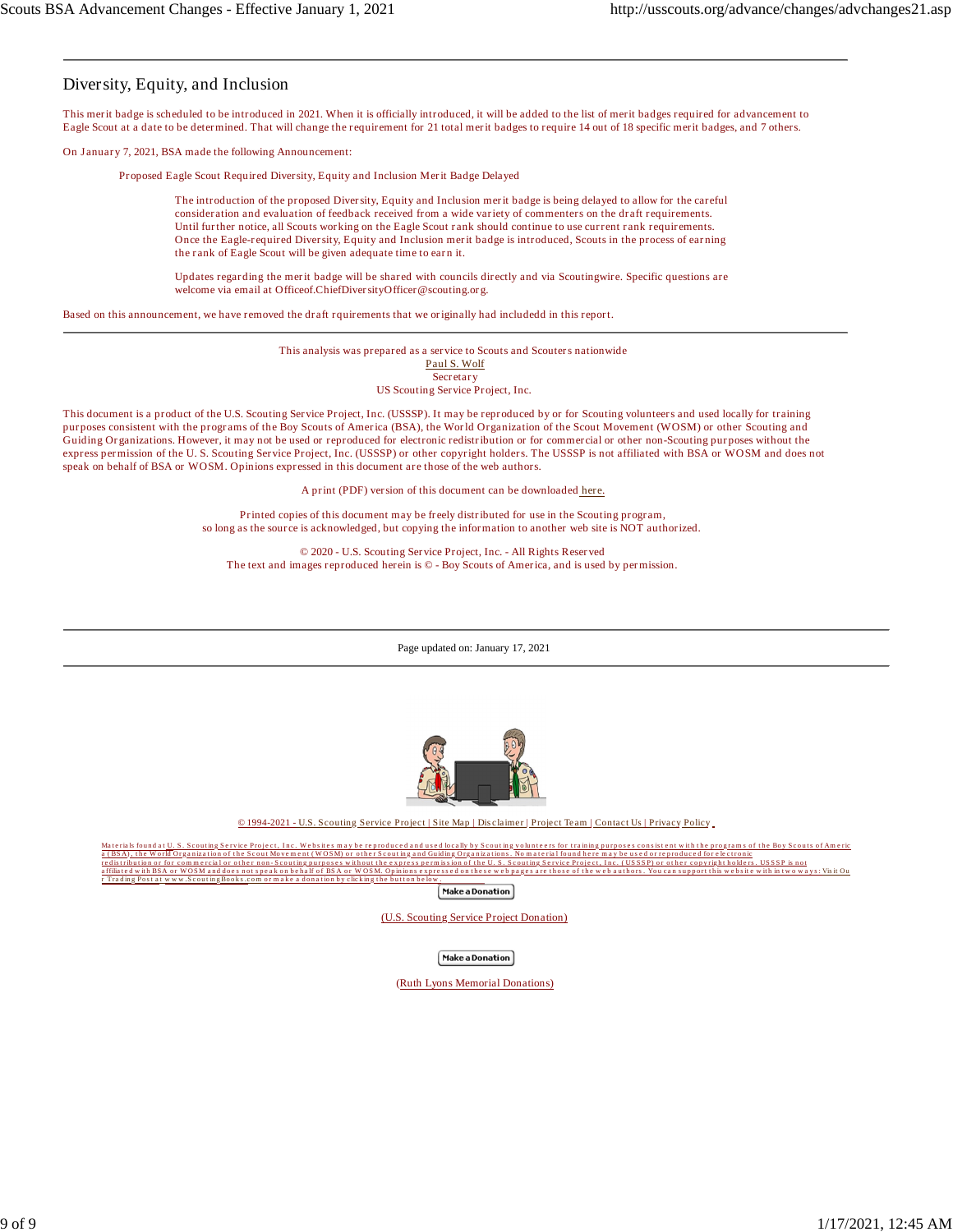## Diversity, Equity, and Inclusion

This merit badge is scheduled to be introduced in 2021. When it is officially introduced, it will be added to the list of merit badges required for advancement to Eagle Scout at a date to be determined. That will change the requirement for 21 total merit badges to require 14 out of 18 specific merit badges, and 7 others.

On January 7, 2021, BSA made the following Announcement:

> Proposed Eagle Scout Required Diversity, Equity and Inclusion Merit Badge Delayed
>
> > The introduction of the proposed Diversity, Equity and Inclusion merit badge is being delayed to allow for the careful consideration and evaluation of feedback received from a wide variety of commenters on the draft requirements. Until further notice, all Scouts working on the Eagle Scout rank should continue to use current rank requirements. Once the Eagle-required Diversity, Equity and Inclusion merit badge is introduced, Scouts in the process of earning the rank of Eagle Scout will be given adequate time to earn it.
> >
> > Updates regarding the merit badge will be shared with councils directly and via Scoutingwire. Specific questions are welcome via email at Officeof.ChiefDiversityOfficer@scouting.org.

Based on this announcement, we have removed the draft rquirements that we originally had includedd in this report.

---

This analysis was prepared as a service to Scouts and Scouters nationwide
Paul S. Wolf
Secretary
US Scouting Service Project, Inc.

This document is a product of the U.S. Scouting Service Project, Inc. (USSSP). It may be reproduced by or for Scouting volunteers and used locally for training purposes consistent with the programs of the Boy Scouts of America (BSA), the World Organization of the Scout Movement (WOSM) or other Scouting and Guiding Organizations. However, it may not be used or reproduced for electronic redistribution or for commercial or other non-Scouting purposes without the express permission of the U. S. Scouting Service Project, Inc. (USSSP) or other copyright holders. The USSSP is not affiliated with BSA or WOSM and does not speak on behalf of BSA or WOSM. Opinions expressed in this document are those of the web authors.

A print (PDF) version of this document can be downloaded here.

Printed copies of this document may be freely distributed for use in the Scouting program,
so long as the source is acknowledged, but copying the information to another web site is NOT authorized.

© 2020 - U.S. Scouting Service Project, Inc. - All Rights Reserved
The text and images reproduced herein is © - Boy Scouts of America, and is used by permission.

---

Page updated on: January 17, 2021

---

© 1994-2021 - U.S. Scouting Service Project | Site Map | Disclaimer | Project Team | Contact Us | Privacy Policy

Materials found at U. S. Scouting Service Project, Inc. Websites may be reproduced and used locally by Scouting volunteers for training purposes consistent with the programs of the Boy Scouts of America (BSA), the World Organization of the Scout Movement (WOSM) or other Scouting and Guiding Organizations. No material found here may be used or reproduced for electronic redistribution or for commercial or other non-Scouting purposes without the express permission of the U. S. Scouting Service Project, Inc. (USSSP) or other copyright holders. USSSP is not affiliated with BSA or WOSM and does not speak on behalf of BSA or WOSM. Opinions expressed on these web pages are those of the web authors. You can support this website with in two ways: Visit Our Trading Post at www.ScoutingBooks.com or make a donation by clicking the button below.

Make a Donation

(U.S. Scouting Service Project Donation)

Make a Donation

(Ruth Lyons Memorial Donations)